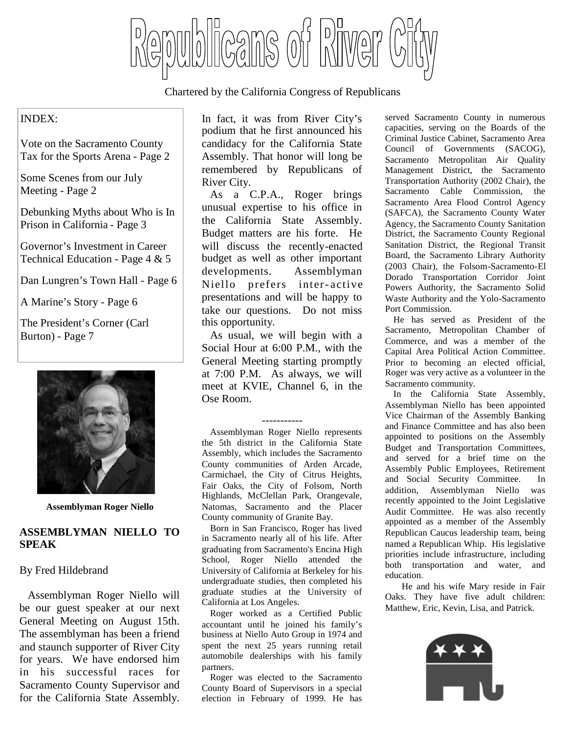# Republicans of River City

Chartered by the California Congress of Republicans

INDEX:

Vote on the Sacramento County Tax for the Sports Arena - Page 2

Some Scenes from our July Meeting - Page 2

Debunking Myths about Who is In Prison in California - Page 3

Governor's Investment in Career Technical Education - Page 4 & 5

Dan Lungren's Town Hall - Page 6

A Marine's Story - Page 6

The President's Corner (Carl Burton) - Page 7

**Assemblyman Roger Niello**

## ASSEMBLYMAN NIELLO TO SPEAK

By Fred Hildebrand

Assemblyman Roger Niello will be our guest speaker at our next General Meeting on August 15th. The assemblyman has been a friend and staunch supporter of River City for years. We have endorsed him in his successful races for Sacramento County Supervisor and for the California State Assembly. In fact, it was from River City's podium that he first announced his candidacy for the California State Assembly. That honor will long be remembered by Republicans of River City.

As a C.P.A., Roger brings unusual expertise to his office in the California State Assembly. Budget matters are his forte. He will discuss the recently-enacted budget as well as other important developments. Assemblyman Niello prefers inter-active presentations and will be happy to take our questions. Do not miss this opportunity.

As usual, we will begin with a Social Hour at 6:00 P.M., with the General Meeting starting promptly at 7:00 P.M. As always, we will meet at KVIE, Channel 6, in the Ose Room.

-----------

Assemblyman Roger Niello represents the 5th district in the California State Assembly, which includes the Sacramento County communities of Arden Arcade, Carmichael, the City of Citrus Heights, Fair Oaks, the City of Folsom, North Highlands, McClellan Park, Orangevale, Natomas, Sacramento and the Placer County community of Granite Bay.

Born in San Francisco, Roger has lived in Sacramento nearly all of his life. After graduating from Sacramento's Encina High School, Roger Niello attended the University of California at Berkeley for his undergraduate studies, then completed his graduate studies at the University of California at Los Angeles.

Roger worked as a Certified Public accountant until he joined his family's business at Niello Auto Group in 1974 and spent the next 25 years running retail automobile dealerships with his family partners.

Roger was elected to the Sacramento County Board of Supervisors in a special election in February of 1999. He has served Sacramento County in numerous capacities, serving on the Boards of the Criminal Justice Cabinet, Sacramento Area Council of Governments (SACOG), Sacramento Metropolitan Air Quality Management District, the Sacramento Transportation Authority (2002 Chair), the Sacramento Cable Commission, the Sacramento Area Flood Control Agency (SAFCA), the Sacramento County Water Agency, the Sacramento County Sanitation District, the Sacramento County Regional Sanitation District, the Regional Transit Board, the Sacramento Library Authority (2003 Chair), the Folsom-Sacramento-El Dorado Transportation Corridor Joint Powers Authority, the Sacramento Solid Waste Authority and the Yolo-Sacramento Port Commission.

He has served as President of the Sacramento, Metropolitan Chamber of Commerce, and was a member of the Capital Area Political Action Committee. Prior to becoming an elected official, Roger was very active as a volunteer in the Sacramento community.

In the California State Assembly, Assemblyman Niello has been appointed Vice Chairman of the Assembly Banking and Finance Committee and has also been appointed to positions on the Assembly Budget and Transportation Committees, and served for a brief time on the Assembly Public Employees, Retirement and Social Security Committee. In addition, Assemblyman Niello was recently appointed to the Joint Legislative Audit Committee. He was also recently appointed as a member of the Assembly Republican Caucus leadership team, being named a Republican Whip. His legislative priorities include infrastructure, including both transportation and water, and education.

He and his wife Mary reside in Fair Oaks. They have five adult children: Matthew, Eric, Kevin, Lisa, and Patrick.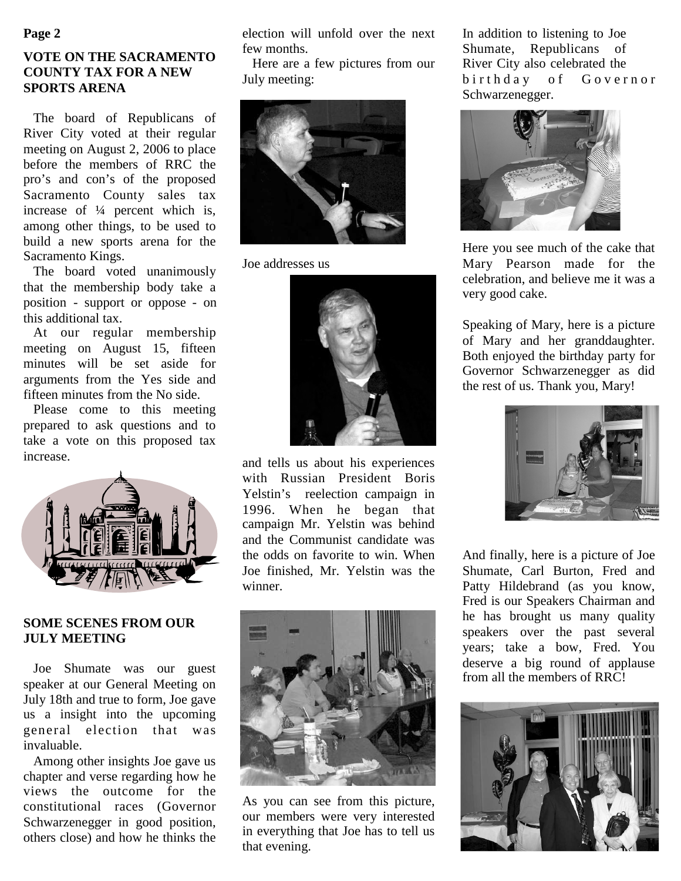## VOTE ON THE SACRAMENTO COUNTY TAX FOR A NEW SPORTS ARENA

The board of Republicans of River City voted at their regular meeting on August 2, 2006 to place before the members of RRC the pro's and con's of the proposed Sacramento County sales tax increase of ¼ percent which is, among other things, to be used to build a new sports arena for the Sacramento Kings.

The board voted unanimously that the membership body take a position - support or oppose - on this additional tax.

At our regular membership meeting on August 15, fifteen minutes will be set aside for arguments from the Yes side and fifteen minutes from the No side.

Please come to this meeting prepared to ask questions and to take a vote on this proposed tax increase.

## SOME SCENES FROM OUR JULY MEETING

Joe Shumate was our guest speaker at our General Meeting on July 18th and true to form, Joe gave us a insight into the upcoming general election that was invaluable.

Among other insights Joe gave us chapter and verse regarding how he views the outcome for the constitutional races (Governor Schwarzenegger in good position, others close) and how he thinks the election will unfold over the next few months.

Here are a few pictures from our July meeting:

Joe addresses us

and tells us about his experiences with Russian President Boris Yelstin's reelection campaign in 1996. When he began that campaign Mr. Yelstin was behind and the Communist candidate was the odds on favorite to win. When Joe finished, Mr. Yelstin was the winner.

As you can see from this picture, our members were very interested in everything that Joe has to tell us that evening.

In addition to listening to Joe Shumate, Republicans of River City also celebrated the birthday of Governor Schwarzenegger.

Here you see much of the cake that Mary Pearson made for the celebration, and believe me it was a very good cake.

Speaking of Mary, here is a picture of Mary and her granddaughter. Both enjoyed the birthday party for Governor Schwarzenegger as did the rest of us. Thank you, Mary!

And finally, here is a picture of Joe Shumate, Carl Burton, Fred and Patty Hildebrand (as you know, Fred is our Speakers Chairman and he has brought us many quality speakers over the past several years; take a bow, Fred. You deserve a big round of applause from all the members of RRC!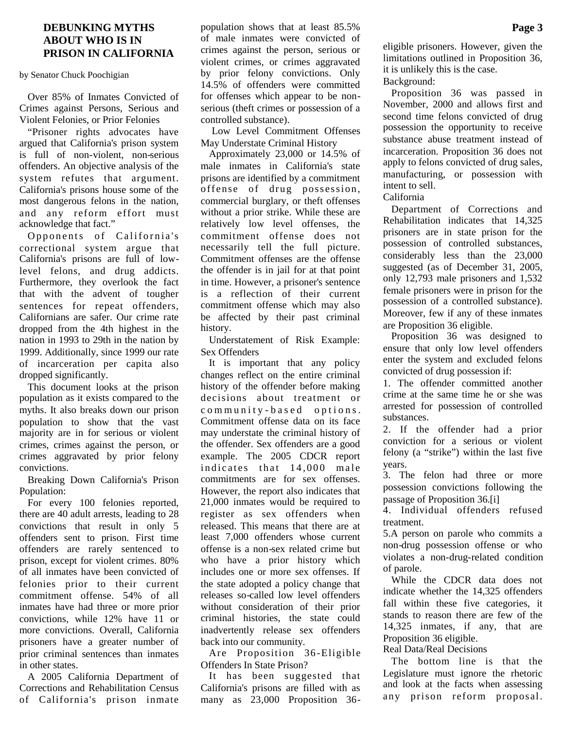## DEBUNKING MYTHS ABOUT WHO IS IN PRISON IN CALIFORNIA

by Senator Chuck Poochigian

Over 85% of Inmates Convicted of Crimes against Persons, Serious and Violent Felonies, or Prior Felonies

"Prisoner rights advocates have argued that California's prison system is full of non-violent, non-serious offenders. An objective analysis of the system refutes that argument. California's prisons house some of the most dangerous felons in the nation, and any reform effort must acknowledge that fact."

Opponents of California's correctional system argue that California's prisons are full of low-level felons, and drug addicts. Furthermore, they overlook the fact that with the advent of tougher sentences for repeat offenders, Californians are safer. Our crime rate dropped from the 4th highest in the nation in 1993 to 29th in the nation by 1999. Additionally, since 1999 our rate of incarceration per capita also dropped significantly.

This document looks at the prison population as it exists compared to the myths. It also breaks down our prison population to show that the vast majority are in for serious or violent crimes, crimes against the person, or crimes aggravated by prior felony convictions.

Breaking Down California's Prison Population:

For every 100 felonies reported, there are 40 adult arrests, leading to 28 convictions that result in only 5 offenders sent to prison. First time offenders are rarely sentenced to prison, except for violent crimes. 80% of all inmates have been convicted of felonies prior to their current commitment offense. 54% of all inmates have had three or more prior convictions, while 12% have 11 or more convictions. Overall, California prisoners have a greater number of prior criminal sentences than inmates in other states.

A 2005 California Department of Corrections and Rehabilitation Census of California's prison inmate population shows that at least 85.5% of male inmates were convicted of crimes against the person, serious or violent crimes, or crimes aggravated by prior felony convictions. Only 14.5% of offenders were committed for offenses which appear to be non-serious (theft crimes or possession of a controlled substance).

Low Level Commitment Offenses May Understate Criminal History

Approximately 23,000 or 14.5% of male inmates in California's state prisons are identified by a commitment offense of drug possession, commercial burglary, or theft offenses without a prior strike. While these are relatively low level offenses, the commitment offense does not necessarily tell the full picture. Commitment offenses are the offense the offender is in jail for at that point in time. However, a prisoner's sentence is a reflection of their current commitment offense which may also be affected by their past criminal history.

Understatement of Risk Example: Sex Offenders

It is important that any policy changes reflect on the entire criminal history of the offender before making decisions about treatment or community-based options. Commitment offense data on its face may understate the criminal history of the offender. Sex offenders are a good example. The 2005 CDCR report indicates that 14,000 male commitments are for sex offenses. However, the report also indicates that 21,000 inmates would be required to register as sex offenders when released. This means that there are at least 7,000 offenders whose current offense is a non-sex related crime but who have a prior history which includes one or more sex offenses. If the state adopted a policy change that releases so-called low level offenders without consideration of their prior criminal histories, the state could inadvertently release sex offenders back into our community.

Are Proposition 36-Eligible Offenders In State Prison?

It has been suggested that California's prisons are filled with as many as 23,000 Proposition 36-eligible prisoners. However, given the limitations outlined in Proposition 36, it is unlikely this is the case.

Background:

Proposition 36 was passed in November, 2000 and allows first and second time felons convicted of drug possession the opportunity to receive substance abuse treatment instead of incarceration. Proposition 36 does not apply to felons convicted of drug sales, manufacturing, or possession with intent to sell.

California

Department of Corrections and Rehabilitation indicates that 14,325 prisoners are in state prison for the possession of controlled substances, considerably less than the 23,000 suggested (as of December 31, 2005, only 12,793 male prisoners and 1,532 female prisoners were in prison for the possession of a controlled substance). Moreover, few if any of these inmates are Proposition 36 eligible.

Proposition 36 was designed to ensure that only low level offenders enter the system and excluded felons convicted of drug possession if:

1. The offender committed another crime at the same time he or she was arrested for possession of controlled substances.
2. If the offender had a prior conviction for a serious or violent felony (a "strike") within the last five years.
3. The felon had three or more possession convictions following the passage of Proposition 36.[i]
4. Individual offenders refused treatment.
5. A person on parole who commits a non-drug possession offense or who violates a non-drug-related condition of parole.

While the CDCR data does not indicate whether the 14,325 offenders fall within these five categories, it stands to reason there are few of the 14,325 inmates, if any, that are Proposition 36 eligible.

Real Data/Real Decisions

The bottom line is that the Legislature must ignore the rhetoric and look at the facts when assessing any prison reform proposal.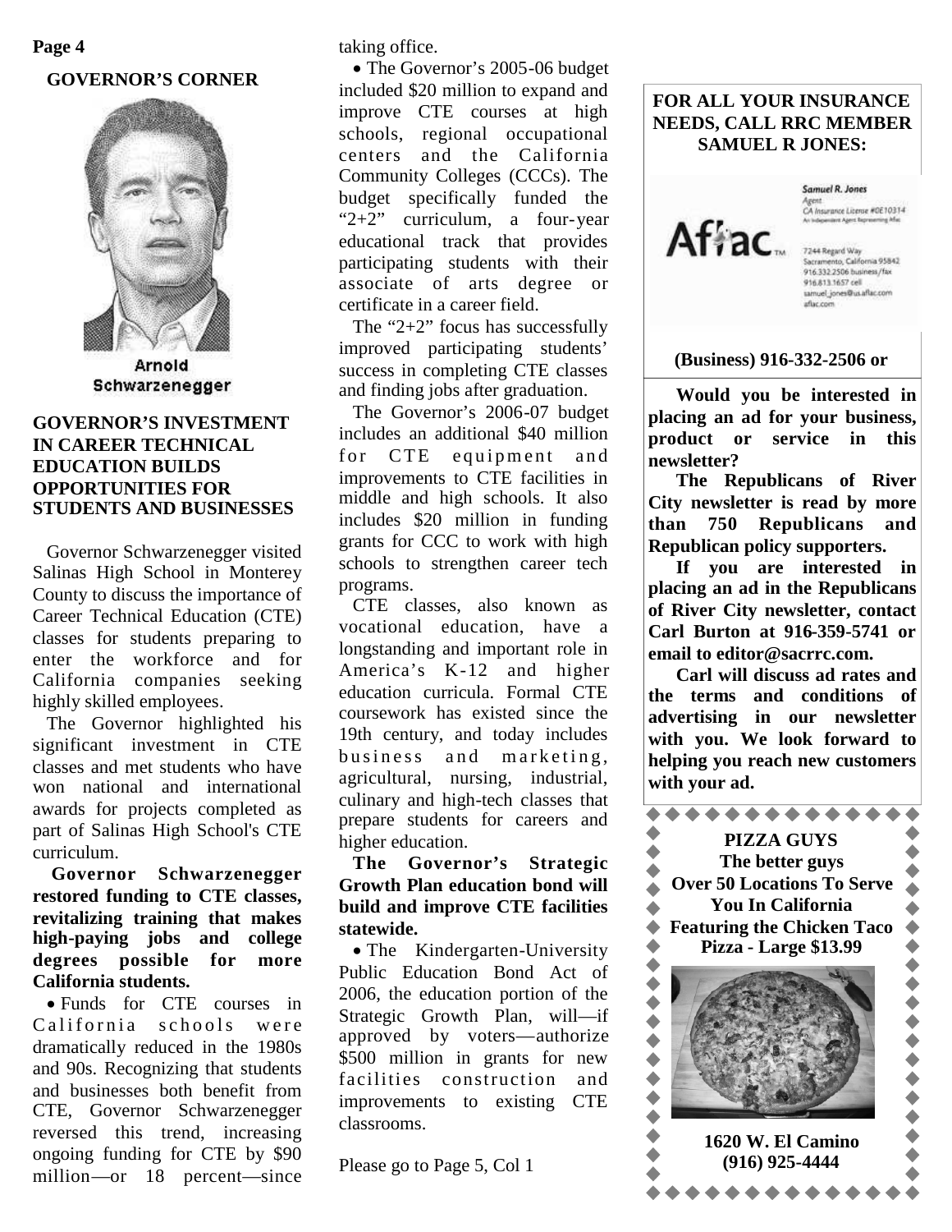## GOVERNOR'S CORNER

Arnold Schwarzenegger

### GOVERNOR'S INVESTMENT IN CAREER TECHNICAL EDUCATION BUILDS OPPORTUNITIES FOR STUDENTS AND BUSINESSES

Governor Schwarzenegger visited Salinas High School in Monterey County to discuss the importance of Career Technical Education (CTE) classes for students preparing to enter the workforce and for California companies seeking highly skilled employees.

The Governor highlighted his significant investment in CTE classes and met students who have won national and international awards for projects completed as part of Salinas High School's CTE curriculum.

**Governor Schwarzenegger restored funding to CTE classes, revitalizing training that makes high-paying jobs and college degrees possible for more California students.**

- Funds for CTE courses in California schools were dramatically reduced in the 1980s and 90s. Recognizing that students and businesses both benefit from CTE, Governor Schwarzenegger reversed this trend, increasing ongoing funding for CTE by $90 million—or 18 percent—since taking office.
- The Governor's 2005-06 budget included $20 million to expand and improve CTE courses at high schools, regional occupational centers and the California Community Colleges (CCCs). The budget specifically funded the "2+2" curriculum, a four-year educational track that provides participating students with their associate of arts degree or certificate in a career field.

The "2+2" focus has successfully improved participating students' success in completing CTE classes and finding jobs after graduation.

The Governor's 2006-07 budget includes an additional $40 million for CTE equipment and improvements to CTE facilities in middle and high schools. It also includes $20 million in funding grants for CCC to work with high schools to strengthen career tech programs.

CTE classes, also known as vocational education, have a longstanding and important role in America's K-12 and higher education curricula. Formal CTE coursework has existed since the 19th century, and today includes business and marketing, agricultural, nursing, industrial, culinary and high-tech classes that prepare students for careers and higher education.

**The Governor's Strategic Growth Plan education bond will build and improve CTE facilities statewide.**

- The Kindergarten-University Public Education Bond Act of 2006, the education portion of the Strategic Growth Plan, will—if approved by voters—authorize $500 million in grants for new facilities construction and improvements to existing CTE classrooms.

Please go to Page 5, Col 1

---

**FOR ALL YOUR INSURANCE NEEDS, CALL RRC MEMBER SAMUEL R JONES:**

Aflac™

Samuel R. Jones
Agent
CA Insurance License #0E10314
An Independent Agent Representing Aflac

7244 Regard Way
Sacramento, California 95842
916.332.2506 business/fax
916.813.1657 cell
samuel_jones@us.aflac.com
aflac.com

**(Business) 916-332-2506 or**

---

**Would you be interested in placing an ad for your business, product or service in this newsletter?**

**The Republicans of River City newsletter is read by more than 750 Republicans and Republican policy supporters.**

**If you are interested in placing an ad in the Republicans of River City newsletter, contact Carl Burton at 916-359-5741 or email to editor@sacrrc.com.**

**Carl will discuss ad rates and the terms and conditions of advertising in our newsletter with you. We look forward to helping you reach new customers with your ad.**

---

**PIZZA GUYS**
**The better guys**
**Over 50 Locations To Serve You In California**
**Featuring the Chicken Taco Pizza - Large $13.99**

**1620 W. El Camino**
**(916) 925-4444**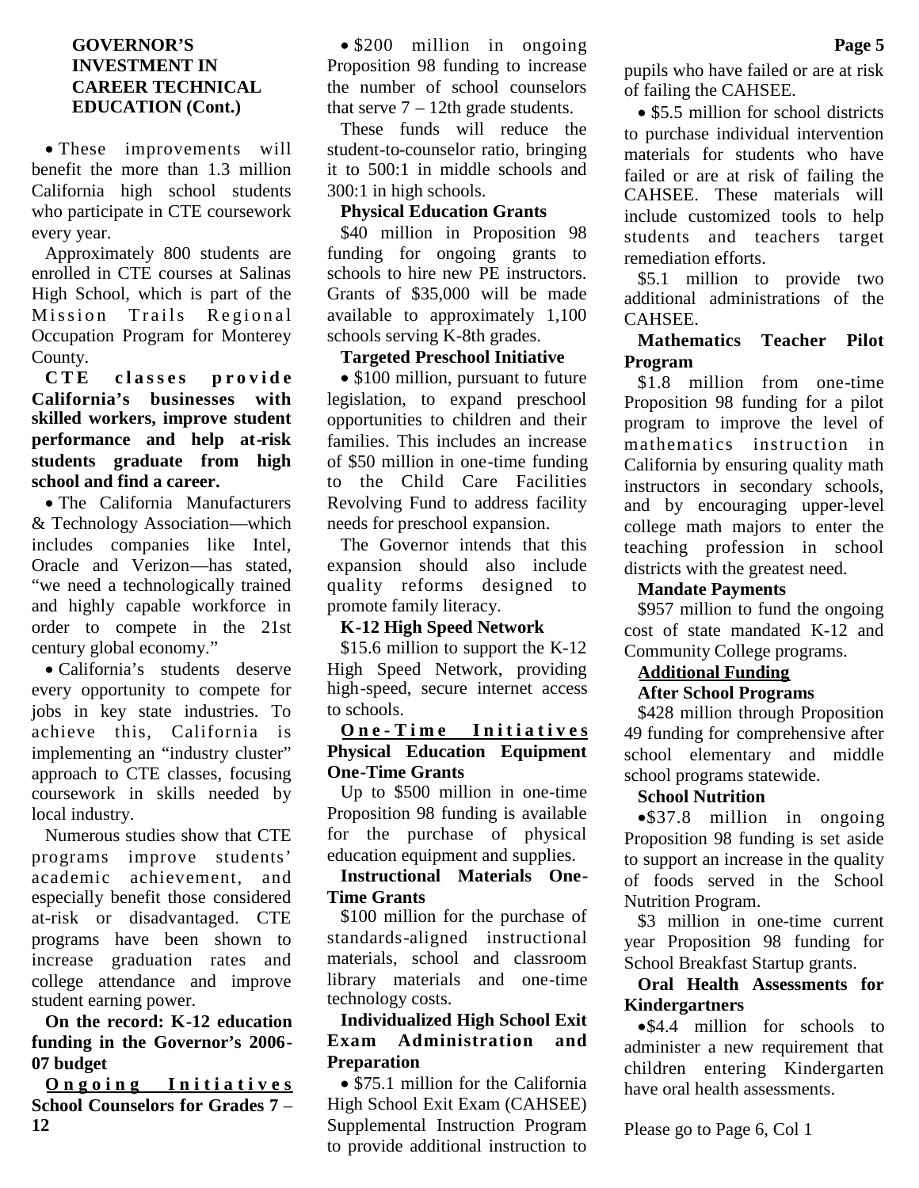## GOVERNOR'S INVESTMENT IN CAREER TECHNICAL EDUCATION (Cont.)

- These improvements will benefit the more than 1.3 million California high school students who participate in CTE coursework every year.

Approximately 800 students are enrolled in CTE courses at Salinas High School, which is part of the Mission Trails Regional Occupation Program for Monterey County.

**CTE classes provide California's businesses with skilled workers, improve student performance and help at-risk students graduate from high school and find a career.**

- The California Manufacturers & Technology Association—which includes companies like Intel, Oracle and Verizon—has stated, "we need a technologically trained and highly capable workforce in order to compete in the 21st century global economy."

- California's students deserve every opportunity to compete for jobs in key state industries. To achieve this, California is implementing an "industry cluster" approach to CTE classes, focusing coursework in skills needed by local industry.

Numerous studies show that CTE programs improve students' academic achievement, and especially benefit those considered at-risk or disadvantaged. CTE programs have been shown to increase graduation rates and college attendance and improve student earning power.

## On the record: K-12 education funding in the Governor's 2006-07 budget

### Ongoing Initiatives

**School Counselors for Grades 7 – 12**

- $200 million in ongoing Proposition 98 funding to increase the number of school counselors that serve 7 – 12th grade students.

These funds will reduce the student-to-counselor ratio, bringing it to 500:1 in middle schools and 300:1 in high schools.

**Physical Education Grants**

$40 million in Proposition 98 funding for ongoing grants to schools to hire new PE instructors. Grants of $35,000 will be made available to approximately 1,100 schools serving K-8th grades.

**Targeted Preschool Initiative**

- $100 million, pursuant to future legislation, to expand preschool opportunities to children and their families. This includes an increase of $50 million in one-time funding to the Child Care Facilities Revolving Fund to address facility needs for preschool expansion.

The Governor intends that this expansion should also include quality reforms designed to promote family literacy.

**K-12 High Speed Network**

$15.6 million to support the K-12 High Speed Network, providing high-speed, secure internet access to schools.

### One-Time Initiatives

**Physical Education Equipment One-Time Grants**

Up to $500 million in one-time Proposition 98 funding is available for the purchase of physical education equipment and supplies.

**Instructional Materials One-Time Grants**

$100 million for the purchase of standards-aligned instructional materials, school and classroom library materials and one-time technology costs.

**Individualized High School Exit Exam Administration and Preparation**

- $75.1 million for the California High School Exit Exam (CAHSEE) Supplemental Instruction Program to provide additional instruction to pupils who have failed or are at risk of failing the CAHSEE.

- $5.5 million for school districts to purchase individual intervention materials for students who have failed or are at risk of failing the CAHSEE. These materials will include customized tools to help students and teachers target remediation efforts.

$5.1 million to provide two additional administrations of the CAHSEE.

**Mathematics Teacher Pilot Program**

$1.8 million from one-time Proposition 98 funding for a pilot program to improve the level of mathematics instruction in California by ensuring quality math instructors in secondary schools, and by encouraging upper-level college math majors to enter the teaching profession in school districts with the greatest need.

**Mandate Payments**

$957 million to fund the ongoing cost of state mandated K-12 and Community College programs.

### Additional Funding

**After School Programs**

$428 million through Proposition 49 funding for comprehensive after school elementary and middle school programs statewide.

**School Nutrition**

- $37.8 million in ongoing Proposition 98 funding is set aside to support an increase in the quality of foods served in the School Nutrition Program.

$3 million in one-time current year Proposition 98 funding for School Breakfast Startup grants.

**Oral Health Assessments for Kindergartners**

- $4.4 million for schools to administer a new requirement that children entering Kindergarten have oral health assessments.

Please go to Page 6, Col 1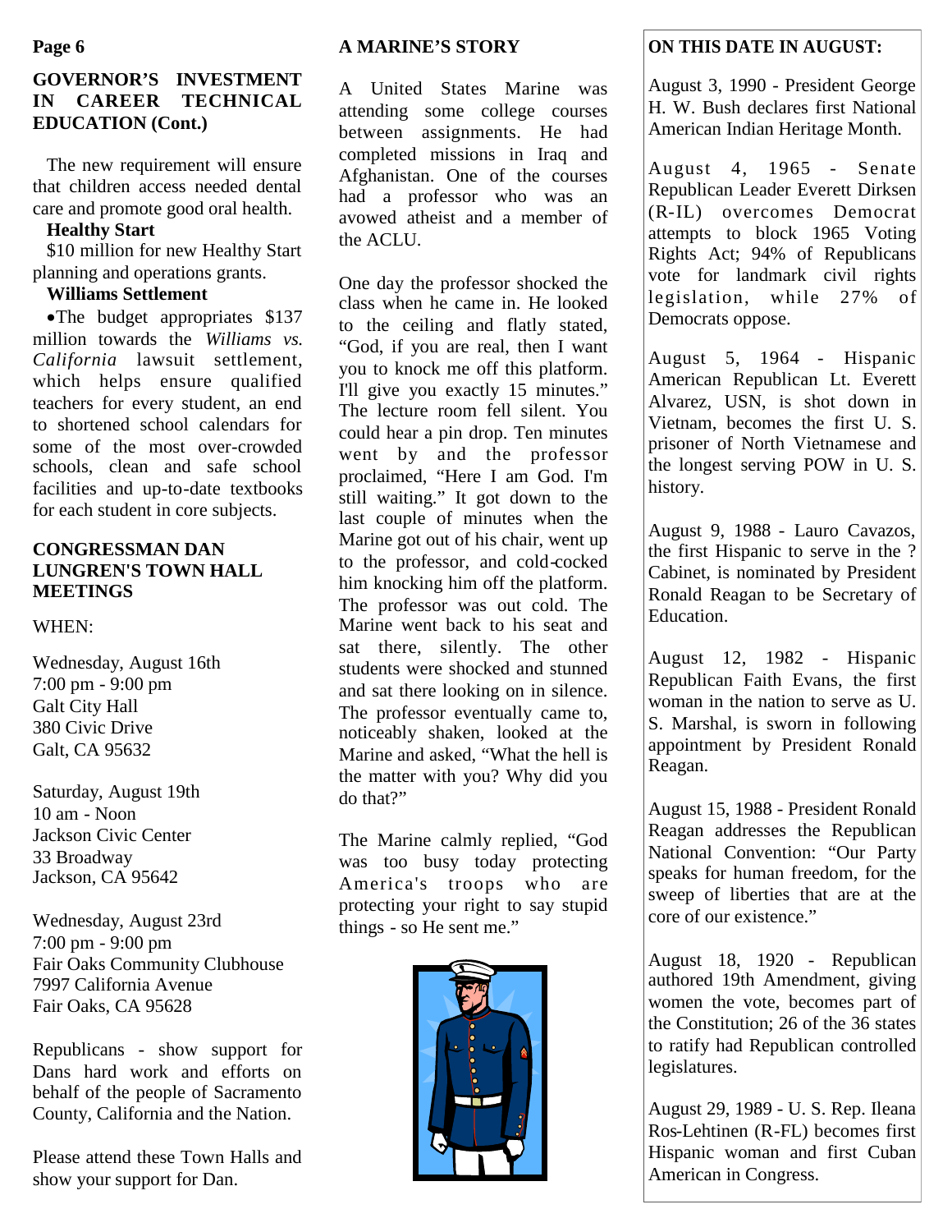## GOVERNOR'S INVESTMENT IN CAREER TECHNICAL EDUCATION (Cont.)

The new requirement will ensure that children access needed dental care and promote good oral health.

**Healthy Start**

$10 million for new Healthy Start planning and operations grants.

**Williams Settlement**

- The budget appropriates $137 million towards the *Williams vs. California* lawsuit settlement, which helps ensure qualified teachers for every student, an end to shortened school calendars for some of the most over-crowded schools, clean and safe school facilities and up-to-date textbooks for each student in core subjects.

## CONGRESSMAN DAN LUNGREN'S TOWN HALL MEETINGS

WHEN:

Wednesday, August 16th
7:00 pm - 9:00 pm
Galt City Hall
380 Civic Drive
Galt, CA 95632

Saturday, August 19th
10 am - Noon
Jackson Civic Center
33 Broadway
Jackson, CA 95642

Wednesday, August 23rd
7:00 pm - 9:00 pm
Fair Oaks Community Clubhouse
7997 California Avenue
Fair Oaks, CA 95628

Republicans - show support for Dans hard work and efforts on behalf of the people of Sacramento County, California and the Nation.

Please attend these Town Halls and show your support for Dan.

## A MARINE'S STORY

A United States Marine was attending some college courses between assignments. He had completed missions in Iraq and Afghanistan. One of the courses had a professor who was an avowed atheist and a member of the ACLU.

One day the professor shocked the class when he came in. He looked to the ceiling and flatly stated, "God, if you are real, then I want you to knock me off this platform. I'll give you exactly 15 minutes." The lecture room fell silent. You could hear a pin drop. Ten minutes went by and the professor proclaimed, "Here I am God. I'm still waiting." It got down to the last couple of minutes when the Marine got out of his chair, went up to the professor, and cold-cocked him knocking him off the platform. The professor was out cold. The Marine went back to his seat and sat there, silently. The other students were shocked and stunned and sat there looking on in silence. The professor eventually came to, noticeably shaken, looked at the Marine and asked, "What the hell is the matter with you? Why did you do that?"

The Marine calmly replied, "God was too busy today protecting America's troops who are protecting your right to say stupid things - so He sent me."

## ON THIS DATE IN AUGUST:

August 3, 1990 - President George H. W. Bush declares first National American Indian Heritage Month.

August 4, 1965 - Senate Republican Leader Everett Dirksen (R-IL) overcomes Democrat attempts to block 1965 Voting Rights Act; 94% of Republicans vote for landmark civil rights legislation, while 27% of Democrats oppose.

August 5, 1964 - Hispanic American Republican Lt. Everett Alvarez, USN, is shot down in Vietnam, becomes the first U. S. prisoner of North Vietnamese and the longest serving POW in U. S. history.

August 9, 1988 - Lauro Cavazos, the first Hispanic to serve in the ? Cabinet, is nominated by President Ronald Reagan to be Secretary of Education.

August 12, 1982 - Hispanic Republican Faith Evans, the first woman in the nation to serve as U. S. Marshal, is sworn in following appointment by President Ronald Reagan.

August 15, 1988 - President Ronald Reagan addresses the Republican National Convention: "Our Party speaks for human freedom, for the sweep of liberties that are at the core of our existence."

August 18, 1920 - Republican authored 19th Amendment, giving women the vote, becomes part of the Constitution; 26 of the 36 states to ratify had Republican controlled legislatures.

August 29, 1989 - U. S. Rep. Ileana Ros-Lehtinen (R-FL) becomes first Hispanic woman and first Cuban American in Congress.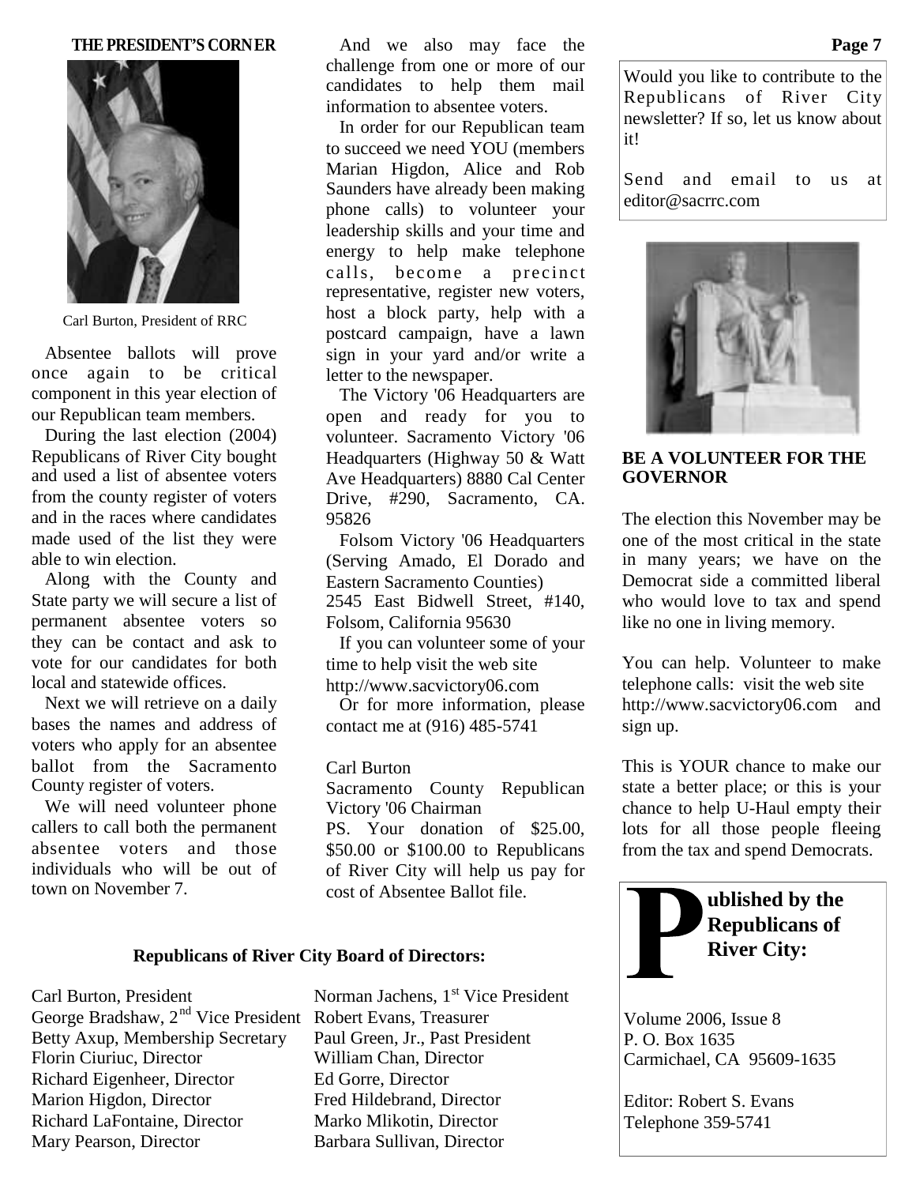## THE PRESIDENT'S CORNER

Carl Burton, President of RRC

Absentee ballots will prove once again to be critical component in this year election of our Republican team members.

During the last election (2004) Republicans of River City bought and used a list of absentee voters from the county register of voters and in the races where candidates made used of the list they were able to win election.

Along with the County and State party we will secure a list of permanent absentee voters so they can be contact and ask to vote for our candidates for both local and statewide offices.

Next we will retrieve on a daily bases the names and address of voters who apply for an absentee ballot from the Sacramento County register of voters.

We will need volunteer phone callers to call both the permanent absentee voters and those individuals who will be out of town on November 7.

And we also may face the challenge from one or more of our candidates to help them mail information to absentee voters.

In order for our Republican team to succeed we need YOU (members Marian Higdon, Alice and Rob Saunders have already been making phone calls) to volunteer your leadership skills and your time and energy to help make telephone calls, become a precinct representative, register new voters, host a block party, help with a postcard campaign, have a lawn sign in your yard and/or write a letter to the newspaper.

The Victory '06 Headquarters are open and ready for you to volunteer. Sacramento Victory '06 Headquarters (Highway 50 & Watt Ave Headquarters) 8880 Cal Center Drive, #290, Sacramento, CA. 95826

Folsom Victory '06 Headquarters (Serving Amado, El Dorado and Eastern Sacramento Counties)
2545 East Bidwell Street, #140, Folsom, California 95630

If you can volunteer some of your time to help visit the web site http://www.sacvictory06.com

Or for more information, please contact me at (916) 485-5741

Carl Burton
Sacramento County Republican Victory '06 Chairman

PS. Your donation of $25.00, $50.00 or $100.00 to Republicans of River City will help us pay for cost of Absentee Ballot file.

Would you like to contribute to the Republicans of River City newsletter? If so, let us know about it!

Send and email to us at editor@sacrrc.com

### BE A VOLUNTEER FOR THE GOVERNOR

The election this November may be one of the most critical in the state in many years; we have on the Democrat side a committed liberal who would love to tax and spend like no one in living memory.

You can help. Volunteer to make telephone calls: visit the web site http://www.sacvictory06.com and sign up.

This is YOUR chance to make our state a better place; or this is your chance to help U-Haul empty their lots for all those people fleeing from the tax and spend Democrats.

### Republicans of River City Board of Directors:

Carl Burton, President
Norman Jachens, 1st Vice President
George Bradshaw, 2nd Vice President
Robert Evans, Treasurer
Betty Axup, Membership Secretary
Paul Green, Jr., Past President
Florin Ciuriuc, Director
William Chan, Director
Richard Eigenheer, Director
Ed Gorre, Director
Marion Higdon, Director
Fred Hildebrand, Director
Richard LaFontaine, Director
Marko Mlikotin, Director
Mary Pearson, Director
Barbara Sullivan, Director

**Published by the Republicans of River City:**

Volume 2006, Issue 8
P. O. Box 1635
Carmichael, CA 95609-1635

Editor: Robert S. Evans
Telephone 359-5741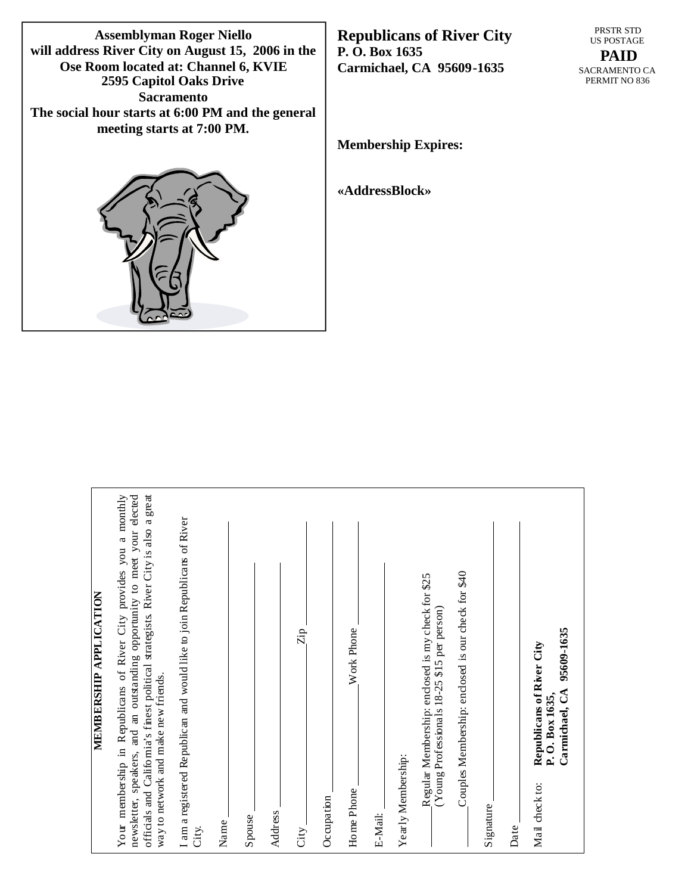**Assemblyman Roger Niello**
**will address River City on August 15, 2006 in the Ose Room located at: Channel 6, KVIE**
**2595 Capitol Oaks Drive**
**Sacramento**
**The social hour starts at 6:00 PM and the general meeting starts at 7:00 PM.**

**Republicans of River City**
**P. O. Box 1635**
**Carmichael, CA 95609-1635**

PRSTR STD
US POSTAGE
**PAID**
SACRAMENTO CA
PERMIT NO 836

**Membership Expires:**

**«AddressBlock»**

## MEMBERSHIP APPLICATION

Your membership in Republicans of River City provides you a monthly newsletter, speakers, and an outstanding opportunity to meet your elected officials and California's finest political strategists. River City is also a great way to network and make new friends.

I am a registered Republican and would like to join Republicans of River City.

Name ____________________

Spouse ____________________

Address ____________________

City ____________ Zip ____________

Occupation ____________________

Home Phone ____________ Work Phone ____________

E-Mail: ____________________

Yearly Membership:

____ Regular Membership: enclosed is my check for $25 (Young Professionals 18-25 $15 per person)

____ Couples Membership: enclosed is our check for $40

Signature ____________________

Date ____________________

Mail check to: **Republicans of River City**
**P. O. Box 1635,**
**Carmichael, CA 95609-1635**